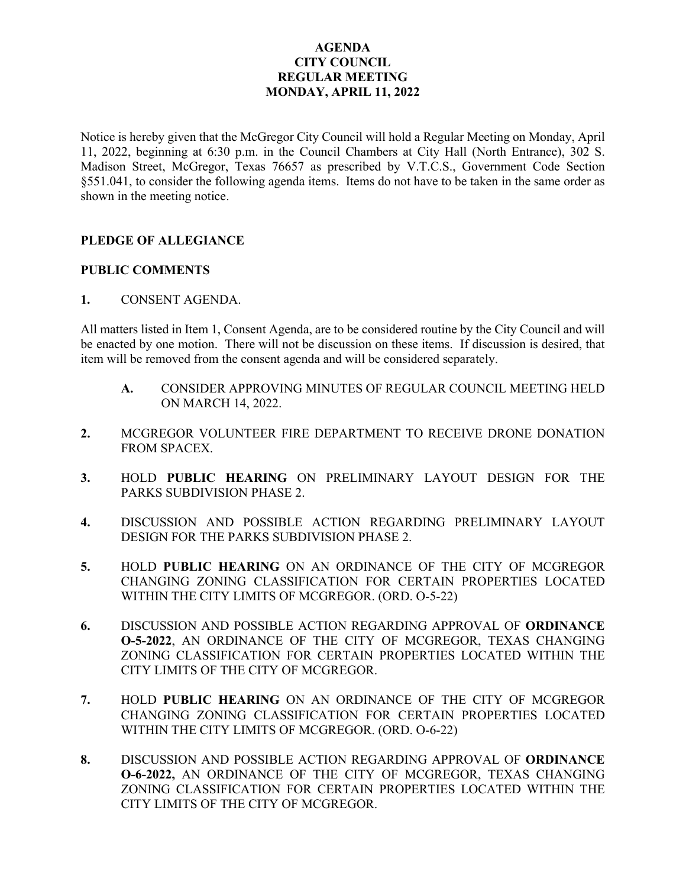# AGENDA
## CITY COUNCIL
## REGULAR MEETING
## MONDAY, APRIL 11, 2022

Notice is hereby given that the McGregor City Council will hold a Regular Meeting on Monday, April 11, 2022, beginning at 6:30 p.m. in the Council Chambers at City Hall (North Entrance), 302 S. Madison Street, McGregor, Texas 76657 as prescribed by V.T.C.S., Government Code Section §551.041, to consider the following agenda items. Items do not have to be taken in the same order as shown in the meeting notice.

**PLEDGE OF ALLEGIANCE**

**PUBLIC COMMENTS**

**1.** CONSENT AGENDA.

All matters listed in Item 1, Consent Agenda, are to be considered routine by the City Council and will be enacted by one motion. There will not be discussion on these items. If discussion is desired, that item will be removed from the consent agenda and will be considered separately.

- **A.** CONSIDER APPROVING MINUTES OF REGULAR COUNCIL MEETING HELD ON MARCH 14, 2022.

**2.** MCGREGOR VOLUNTEER FIRE DEPARTMENT TO RECEIVE DRONE DONATION FROM SPACEX.

**3.** HOLD **PUBLIC HEARING** ON PRELIMINARY LAYOUT DESIGN FOR THE PARKS SUBDIVISION PHASE 2.

**4.** DISCUSSION AND POSSIBLE ACTION REGARDING PRELIMINARY LAYOUT DESIGN FOR THE PARKS SUBDIVISION PHASE 2.

**5.** HOLD **PUBLIC HEARING** ON AN ORDINANCE OF THE CITY OF MCGREGOR CHANGING ZONING CLASSIFICATION FOR CERTAIN PROPERTIES LOCATED WITHIN THE CITY LIMITS OF MCGREGOR. (ORD. O-5-22)

**6.** DISCUSSION AND POSSIBLE ACTION REGARDING APPROVAL OF **ORDINANCE O-5-2022**, AN ORDINANCE OF THE CITY OF MCGREGOR, TEXAS CHANGING ZONING CLASSIFICATION FOR CERTAIN PROPERTIES LOCATED WITHIN THE CITY LIMITS OF THE CITY OF MCGREGOR.

**7.** HOLD **PUBLIC HEARING** ON AN ORDINANCE OF THE CITY OF MCGREGOR CHANGING ZONING CLASSIFICATION FOR CERTAIN PROPERTIES LOCATED WITHIN THE CITY LIMITS OF MCGREGOR. (ORD. O-6-22)

**8.** DISCUSSION AND POSSIBLE ACTION REGARDING APPROVAL OF **ORDINANCE O-6-2022,** AN ORDINANCE OF THE CITY OF MCGREGOR, TEXAS CHANGING ZONING CLASSIFICATION FOR CERTAIN PROPERTIES LOCATED WITHIN THE CITY LIMITS OF THE CITY OF MCGREGOR.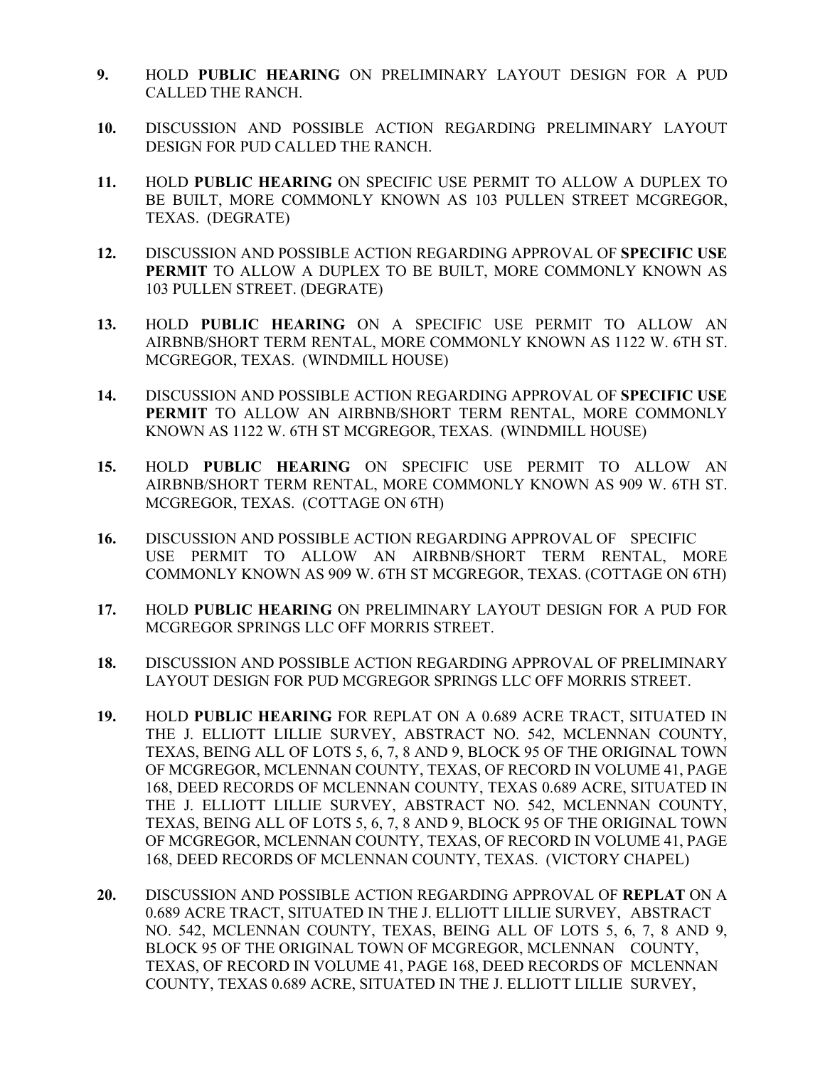**9.** HOLD **PUBLIC HEARING** ON PRELIMINARY LAYOUT DESIGN FOR A PUD CALLED THE RANCH.

**10.** DISCUSSION AND POSSIBLE ACTION REGARDING PRELIMINARY LAYOUT DESIGN FOR PUD CALLED THE RANCH.

**11.** HOLD **PUBLIC HEARING** ON SPECIFIC USE PERMIT TO ALLOW A DUPLEX TO BE BUILT, MORE COMMONLY KNOWN AS 103 PULLEN STREET MCGREGOR, TEXAS. (DEGRATE)

**12.** DISCUSSION AND POSSIBLE ACTION REGARDING APPROVAL OF **SPECIFIC USE PERMIT** TO ALLOW A DUPLEX TO BE BUILT, MORE COMMONLY KNOWN AS 103 PULLEN STREET. (DEGRATE)

**13.** HOLD **PUBLIC HEARING** ON A SPECIFIC USE PERMIT TO ALLOW AN AIRBNB/SHORT TERM RENTAL, MORE COMMONLY KNOWN AS 1122 W. 6TH ST. MCGREGOR, TEXAS. (WINDMILL HOUSE)

**14.** DISCUSSION AND POSSIBLE ACTION REGARDING APPROVAL OF **SPECIFIC USE PERMIT** TO ALLOW AN AIRBNB/SHORT TERM RENTAL, MORE COMMONLY KNOWN AS 1122 W. 6TH ST MCGREGOR, TEXAS. (WINDMILL HOUSE)

**15.** HOLD **PUBLIC HEARING** ON SPECIFIC USE PERMIT TO ALLOW AN AIRBNB/SHORT TERM RENTAL, MORE COMMONLY KNOWN AS 909 W. 6TH ST. MCGREGOR, TEXAS. (COTTAGE ON 6TH)

**16.** DISCUSSION AND POSSIBLE ACTION REGARDING APPROVAL OF SPECIFIC USE PERMIT TO ALLOW AN AIRBNB/SHORT TERM RENTAL, MORE COMMONLY KNOWN AS 909 W. 6TH ST MCGREGOR, TEXAS. (COTTAGE ON 6TH)

**17.** HOLD **PUBLIC HEARING** ON PRELIMINARY LAYOUT DESIGN FOR A PUD FOR MCGREGOR SPRINGS LLC OFF MORRIS STREET.

**18.** DISCUSSION AND POSSIBLE ACTION REGARDING APPROVAL OF PRELIMINARY LAYOUT DESIGN FOR PUD MCGREGOR SPRINGS LLC OFF MORRIS STREET.

**19.** HOLD **PUBLIC HEARING** FOR REPLAT ON A 0.689 ACRE TRACT, SITUATED IN THE J. ELLIOTT LILLIE SURVEY, ABSTRACT NO. 542, MCLENNAN COUNTY, TEXAS, BEING ALL OF LOTS 5, 6, 7, 8 AND 9, BLOCK 95 OF THE ORIGINAL TOWN OF MCGREGOR, MCLENNAN COUNTY, TEXAS, OF RECORD IN VOLUME 41, PAGE 168, DEED RECORDS OF MCLENNAN COUNTY, TEXAS 0.689 ACRE, SITUATED IN THE J. ELLIOTT LILLIE SURVEY, ABSTRACT NO. 542, MCLENNAN COUNTY, TEXAS, BEING ALL OF LOTS 5, 6, 7, 8 AND 9, BLOCK 95 OF THE ORIGINAL TOWN OF MCGREGOR, MCLENNAN COUNTY, TEXAS, OF RECORD IN VOLUME 41, PAGE 168, DEED RECORDS OF MCLENNAN COUNTY, TEXAS. (VICTORY CHAPEL)

**20.** DISCUSSION AND POSSIBLE ACTION REGARDING APPROVAL OF **REPLAT** ON A 0.689 ACRE TRACT, SITUATED IN THE J. ELLIOTT LILLIE SURVEY, ABSTRACT NO. 542, MCLENNAN COUNTY, TEXAS, BEING ALL OF LOTS 5, 6, 7, 8 AND 9, BLOCK 95 OF THE ORIGINAL TOWN OF MCGREGOR, MCLENNAN COUNTY, TEXAS, OF RECORD IN VOLUME 41, PAGE 168, DEED RECORDS OF MCLENNAN COUNTY, TEXAS 0.689 ACRE, SITUATED IN THE J. ELLIOTT LILLIE SURVEY,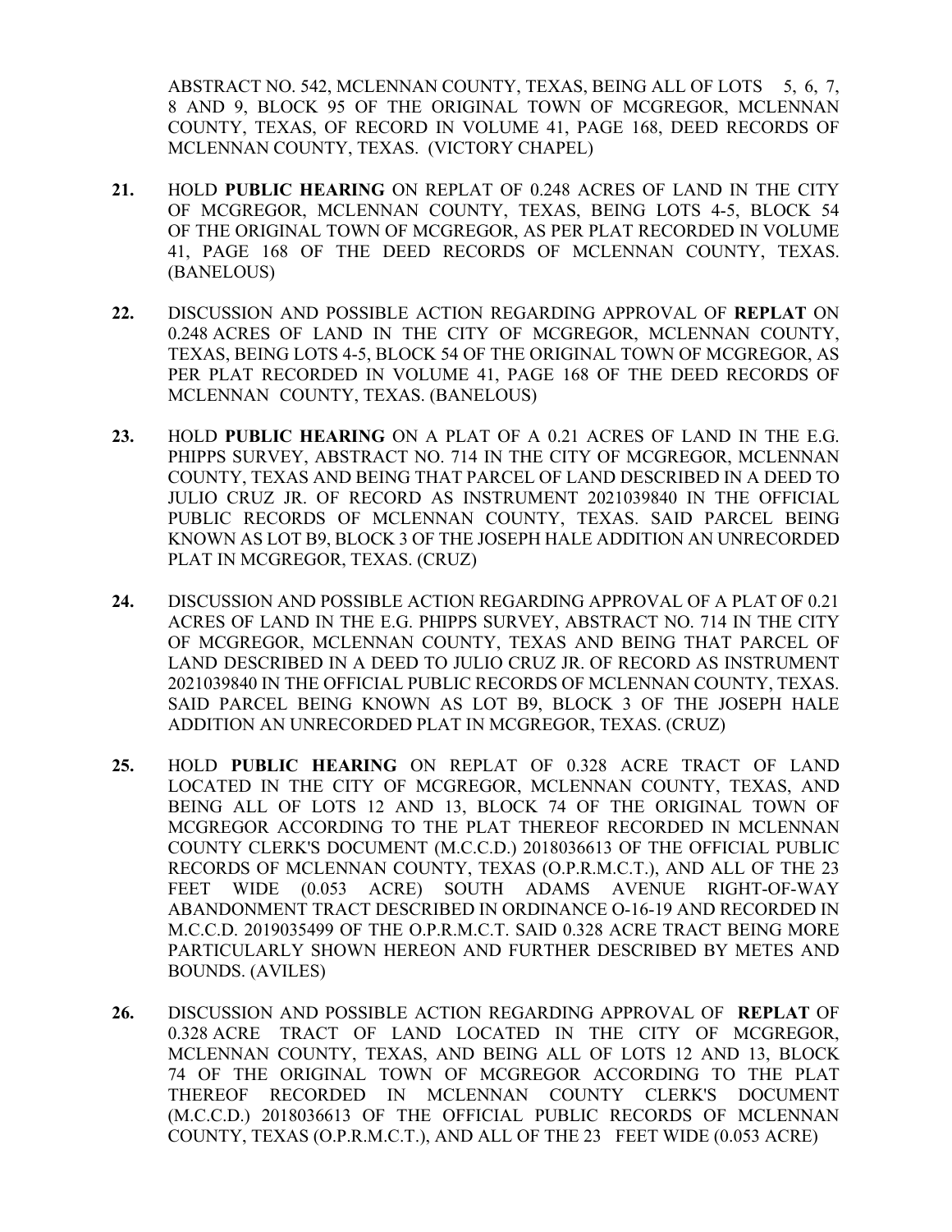ABSTRACT NO. 542, MCLENNAN COUNTY, TEXAS, BEING ALL OF LOTS 5, 6, 7, 8 AND 9, BLOCK 95 OF THE ORIGINAL TOWN OF MCGREGOR, MCLENNAN COUNTY, TEXAS, OF RECORD IN VOLUME 41, PAGE 168, DEED RECORDS OF MCLENNAN COUNTY, TEXAS. (VICTORY CHAPEL)

**21.** HOLD **PUBLIC HEARING** ON REPLAT OF 0.248 ACRES OF LAND IN THE CITY OF MCGREGOR, MCLENNAN COUNTY, TEXAS, BEING LOTS 4-5, BLOCK 54 OF THE ORIGINAL TOWN OF MCGREGOR, AS PER PLAT RECORDED IN VOLUME 41, PAGE 168 OF THE DEED RECORDS OF MCLENNAN COUNTY, TEXAS. (BANELOUS)

**22.** DISCUSSION AND POSSIBLE ACTION REGARDING APPROVAL OF **REPLAT** ON 0.248 ACRES OF LAND IN THE CITY OF MCGREGOR, MCLENNAN COUNTY, TEXAS, BEING LOTS 4-5, BLOCK 54 OF THE ORIGINAL TOWN OF MCGREGOR, AS PER PLAT RECORDED IN VOLUME 41, PAGE 168 OF THE DEED RECORDS OF MCLENNAN COUNTY, TEXAS. (BANELOUS)

**23.** HOLD **PUBLIC HEARING** ON A PLAT OF A 0.21 ACRES OF LAND IN THE E.G. PHIPPS SURVEY, ABSTRACT NO. 714 IN THE CITY OF MCGREGOR, MCLENNAN COUNTY, TEXAS AND BEING THAT PARCEL OF LAND DESCRIBED IN A DEED TO JULIO CRUZ JR. OF RECORD AS INSTRUMENT 2021039840 IN THE OFFICIAL PUBLIC RECORDS OF MCLENNAN COUNTY, TEXAS. SAID PARCEL BEING KNOWN AS LOT B9, BLOCK 3 OF THE JOSEPH HALE ADDITION AN UNRECORDED PLAT IN MCGREGOR, TEXAS. (CRUZ)

**24.** DISCUSSION AND POSSIBLE ACTION REGARDING APPROVAL OF A PLAT OF 0.21 ACRES OF LAND IN THE E.G. PHIPPS SURVEY, ABSTRACT NO. 714 IN THE CITY OF MCGREGOR, MCLENNAN COUNTY, TEXAS AND BEING THAT PARCEL OF LAND DESCRIBED IN A DEED TO JULIO CRUZ JR. OF RECORD AS INSTRUMENT 2021039840 IN THE OFFICIAL PUBLIC RECORDS OF MCLENNAN COUNTY, TEXAS. SAID PARCEL BEING KNOWN AS LOT B9, BLOCK 3 OF THE JOSEPH HALE ADDITION AN UNRECORDED PLAT IN MCGREGOR, TEXAS. (CRUZ)

**25.** HOLD **PUBLIC HEARING** ON REPLAT OF 0.328 ACRE TRACT OF LAND LOCATED IN THE CITY OF MCGREGOR, MCLENNAN COUNTY, TEXAS, AND BEING ALL OF LOTS 12 AND 13, BLOCK 74 OF THE ORIGINAL TOWN OF MCGREGOR ACCORDING TO THE PLAT THEREOF RECORDED IN MCLENNAN COUNTY CLERK'S DOCUMENT (M.C.C.D.) 2018036613 OF THE OFFICIAL PUBLIC RECORDS OF MCLENNAN COUNTY, TEXAS (O.P.R.M.C.T.), AND ALL OF THE 23 FEET WIDE (0.053 ACRE) SOUTH ADAMS AVENUE RIGHT-OF-WAY ABANDONMENT TRACT DESCRIBED IN ORDINANCE O-16-19 AND RECORDED IN M.C.C.D. 2019035499 OF THE O.P.R.M.C.T. SAID 0.328 ACRE TRACT BEING MORE PARTICULARLY SHOWN HEREON AND FURTHER DESCRIBED BY METES AND BOUNDS. (AVILES)

**26.** DISCUSSION AND POSSIBLE ACTION REGARDING APPROVAL OF **REPLAT** OF 0.328 ACRE TRACT OF LAND LOCATED IN THE CITY OF MCGREGOR, MCLENNAN COUNTY, TEXAS, AND BEING ALL OF LOTS 12 AND 13, BLOCK 74 OF THE ORIGINAL TOWN OF MCGREGOR ACCORDING TO THE PLAT THEREOF RECORDED IN MCLENNAN COUNTY CLERK'S DOCUMENT (M.C.C.D.) 2018036613 OF THE OFFICIAL PUBLIC RECORDS OF MCLENNAN COUNTY, TEXAS (O.P.R.M.C.T.), AND ALL OF THE 23 FEET WIDE (0.053 ACRE)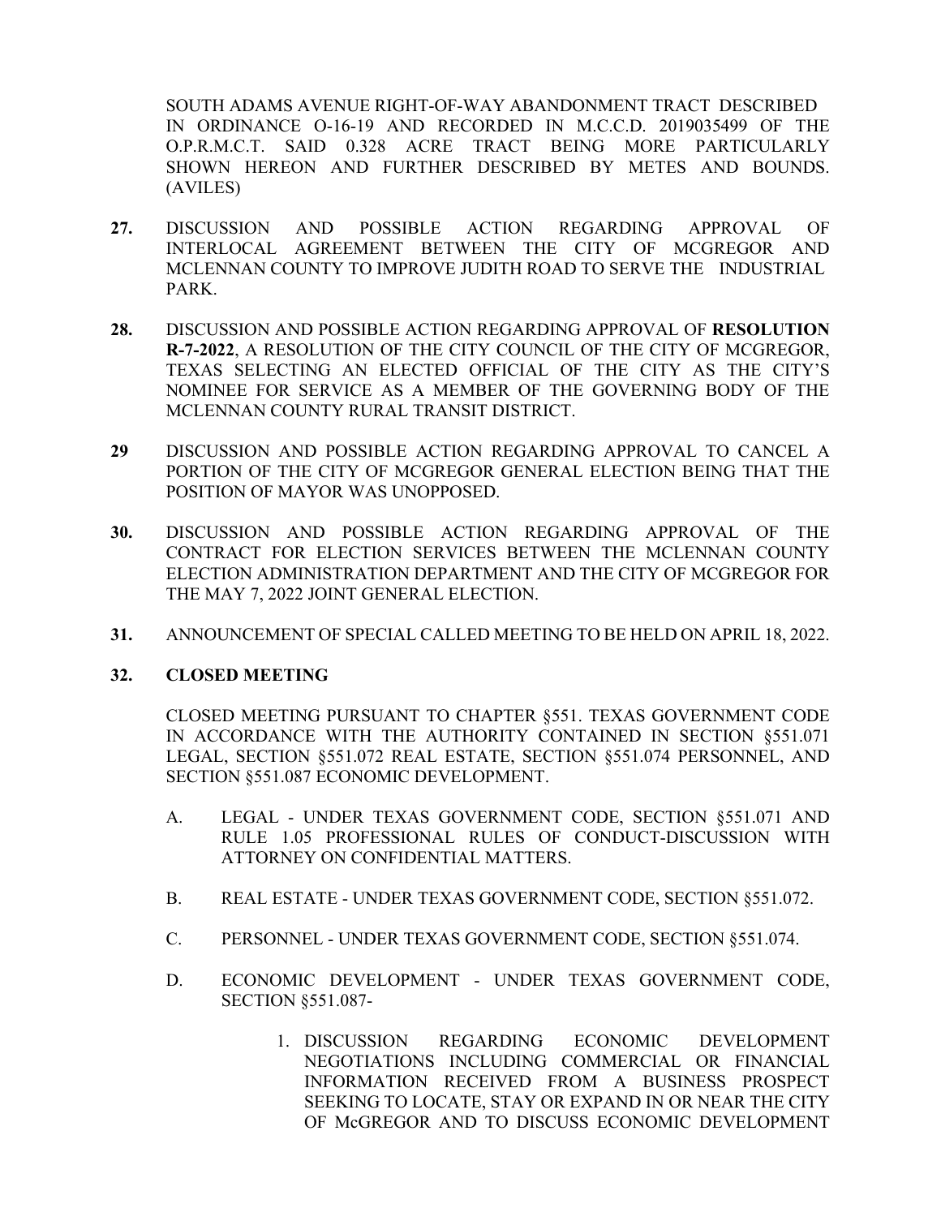SOUTH ADAMS AVENUE RIGHT-OF-WAY ABANDONMENT TRACT DESCRIBED IN ORDINANCE O-16-19 AND RECORDED IN M.C.C.D. 2019035499 OF THE O.P.R.M.C.T. SAID 0.328 ACRE TRACT BEING MORE PARTICULARLY SHOWN HEREON AND FURTHER DESCRIBED BY METES AND BOUNDS. (AVILES)

**27.** DISCUSSION AND POSSIBLE ACTION REGARDING APPROVAL OF INTERLOCAL AGREEMENT BETWEEN THE CITY OF MCGREGOR AND MCLENNAN COUNTY TO IMPROVE JUDITH ROAD TO SERVE THE INDUSTRIAL PARK.

**28.** DISCUSSION AND POSSIBLE ACTION REGARDING APPROVAL OF **RESOLUTION R-7-2022**, A RESOLUTION OF THE CITY COUNCIL OF THE CITY OF MCGREGOR, TEXAS SELECTING AN ELECTED OFFICIAL OF THE CITY AS THE CITY'S NOMINEE FOR SERVICE AS A MEMBER OF THE GOVERNING BODY OF THE MCLENNAN COUNTY RURAL TRANSIT DISTRICT.

**29** DISCUSSION AND POSSIBLE ACTION REGARDING APPROVAL TO CANCEL A PORTION OF THE CITY OF MCGREGOR GENERAL ELECTION BEING THAT THE POSITION OF MAYOR WAS UNOPPOSED.

**30.** DISCUSSION AND POSSIBLE ACTION REGARDING APPROVAL OF THE CONTRACT FOR ELECTION SERVICES BETWEEN THE MCLENNAN COUNTY ELECTION ADMINISTRATION DEPARTMENT AND THE CITY OF MCGREGOR FOR THE MAY 7, 2022 JOINT GENERAL ELECTION.

**31.** ANNOUNCEMENT OF SPECIAL CALLED MEETING TO BE HELD ON APRIL 18, 2022.

**32. CLOSED MEETING**

CLOSED MEETING PURSUANT TO CHAPTER §551. TEXAS GOVERNMENT CODE IN ACCORDANCE WITH THE AUTHORITY CONTAINED IN SECTION §551.071 LEGAL, SECTION §551.072 REAL ESTATE, SECTION §551.074 PERSONNEL, AND SECTION §551.087 ECONOMIC DEVELOPMENT.

A. LEGAL - UNDER TEXAS GOVERNMENT CODE, SECTION §551.071 AND RULE 1.05 PROFESSIONAL RULES OF CONDUCT-DISCUSSION WITH ATTORNEY ON CONFIDENTIAL MATTERS.

B. REAL ESTATE - UNDER TEXAS GOVERNMENT CODE, SECTION §551.072.

C. PERSONNEL - UNDER TEXAS GOVERNMENT CODE, SECTION §551.074.

D. ECONOMIC DEVELOPMENT - UNDER TEXAS GOVERNMENT CODE, SECTION §551.087-

1. DISCUSSION REGARDING ECONOMIC DEVELOPMENT NEGOTIATIONS INCLUDING COMMERCIAL OR FINANCIAL INFORMATION RECEIVED FROM A BUSINESS PROSPECT SEEKING TO LOCATE, STAY OR EXPAND IN OR NEAR THE CITY OF McGREGOR AND TO DISCUSS ECONOMIC DEVELOPMENT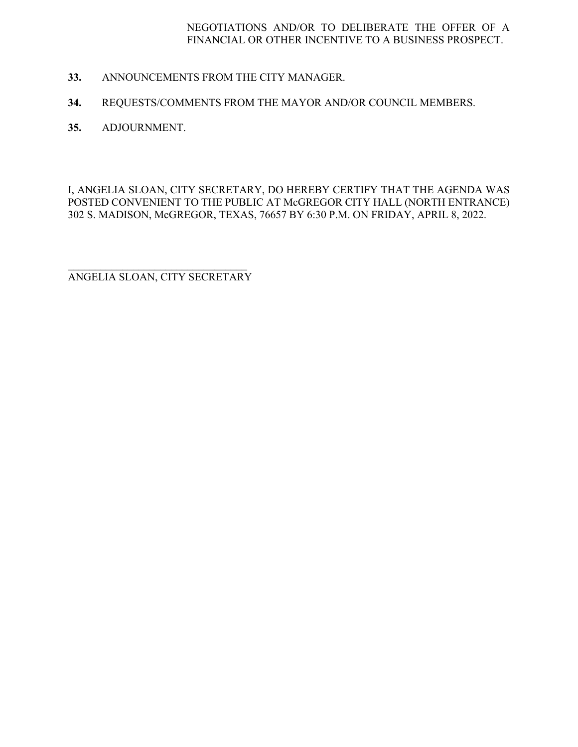NEGOTIATIONS AND/OR TO DELIBERATE THE OFFER OF A FINANCIAL OR OTHER INCENTIVE TO A BUSINESS PROSPECT.

**33.** ANNOUNCEMENTS FROM THE CITY MANAGER.

**34.** REQUESTS/COMMENTS FROM THE MAYOR AND/OR COUNCIL MEMBERS.

**35.** ADJOURNMENT.

I, ANGELIA SLOAN, CITY SECRETARY, DO HEREBY CERTIFY THAT THE AGENDA WAS POSTED CONVENIENT TO THE PUBLIC AT McGREGOR CITY HALL (NORTH ENTRANCE) 302 S. MADISON, McGREGOR, TEXAS, 76657 BY 6:30 P.M. ON FRIDAY, APRIL 8, 2022.

\_\_\_\_\_\_\_\_\_\_\_\_\_\_\_\_\_\_\_\_\_\_\_\_\_\_\_\_\_\_\_\_\_\_\_\_

ANGELIA SLOAN, CITY SECRETARY